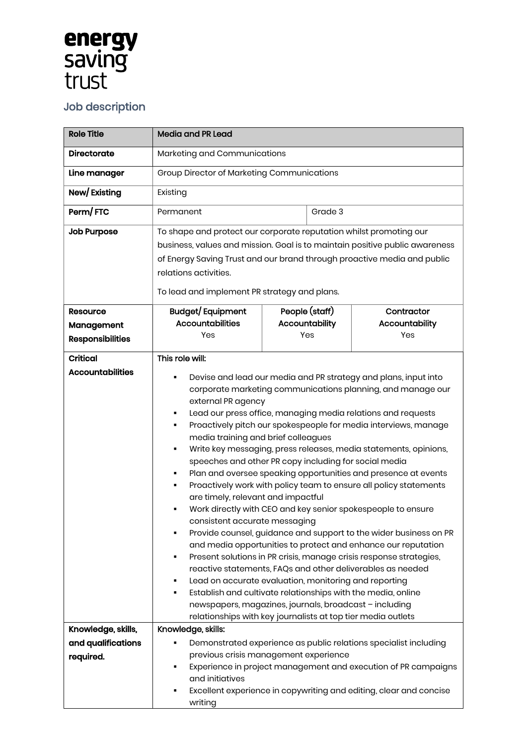energy saving trust

## Job description

| Role Title | Media and PR Lead | | |
|---|---|---|---|
| **Directorate** | Marketing and Communications | | |
| **Line manager** | Group Director of Marketing Communications | | |
| **New/ Existing** | Existing | | |
| **Perm/ FTC** | Permanent | Grade 3 | |
| **Job Purpose** | To shape and protect our corporate reputation whilst promoting our business, values and mission. Goal is to maintain positive public awareness of Energy Saving Trust and our brand through proactive media and public relations activities.<br><br>To lead and implement PR strategy and plans. | | |
| **Resource Management Responsibilities** | **Budget/ Equipment Accountabilities**<br>Yes | **People (staff) Accountability**<br>Yes | **Contractor Accountability**<br>Yes |
| **Critical Accountabilities** | **This role will:**<br>▪ Devise and lead our media and PR strategy and plans, input into corporate marketing communications planning, and manage our external PR agency<br>▪ Lead our press office, managing media relations and requests<br>▪ Proactively pitch our spokespeople for media interviews, manage media training and brief colleagues<br>▪ Write key messaging, press releases, media statements, opinions, speeches and other PR copy including for social media<br>▪ Plan and oversee speaking opportunities and presence at events<br>▪ Proactively work with policy team to ensure all policy statements are timely, relevant and impactful<br>▪ Work directly with CEO and key senior spokespeople to ensure consistent accurate messaging<br>▪ Provide counsel, guidance and support to the wider business on PR and media opportunities to protect and enhance our reputation<br>▪ Present solutions in PR crisis, manage crisis response strategies, reactive statements, FAQs and other deliverables as needed<br>▪ Lead on accurate evaluation, monitoring and reporting<br>▪ Establish and cultivate relationships with the media, online newspapers, magazines, journals, broadcast – including relationships with key journalists at top tier media outlets | | |
| **Knowledge, skills, and qualifications required.** | **Knowledge, skills:**<br>▪ Demonstrated experience as public relations specialist including previous crisis management experience<br>▪ Experience in project management and execution of PR campaigns and initiatives<br>▪ Excellent experience in copywriting and editing, clear and concise writing | | |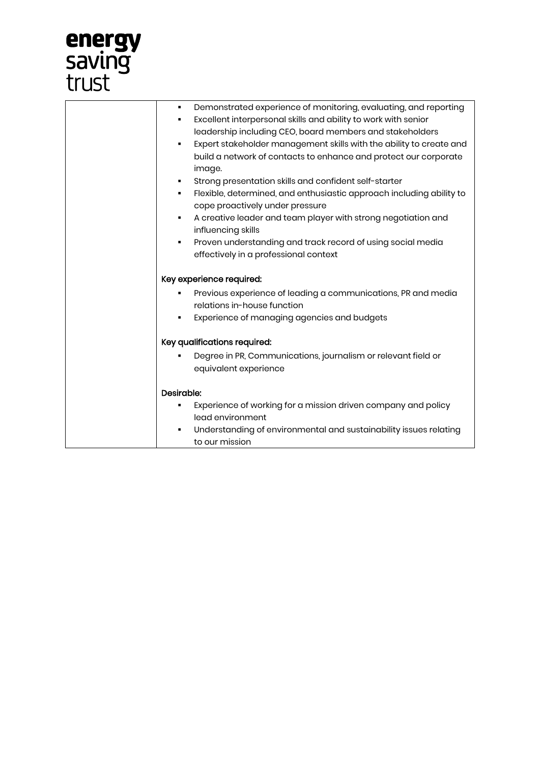| | |
|---|---|
| | ▪ Demonstrated experience of monitoring, evaluating, and reporting<br>▪ Excellent interpersonal skills and ability to work with senior leadership including CEO, board members and stakeholders<br>▪ Expert stakeholder management skills with the ability to create and build a network of contacts to enhance and protect our corporate image.<br>▪ Strong presentation skills and confident self-starter<br>▪ Flexible, determined, and enthusiastic approach including ability to cope proactively under pressure<br>▪ A creative leader and team player with strong negotiation and influencing skills<br>▪ Proven understanding and track record of using social media effectively in a professional context<br><br>**Key experience required:**<br>▪ Previous experience of leading a communications, PR and media relations in-house function<br>▪ Experience of managing agencies and budgets<br><br>**Key qualifications required:**<br>▪ Degree in PR, Communications, journalism or relevant field or equivalent experience<br><br>**Desirable:**<br>▪ Experience of working for a mission driven company and policy lead environment<br>▪ Understanding of environmental and sustainability issues relating to our mission |